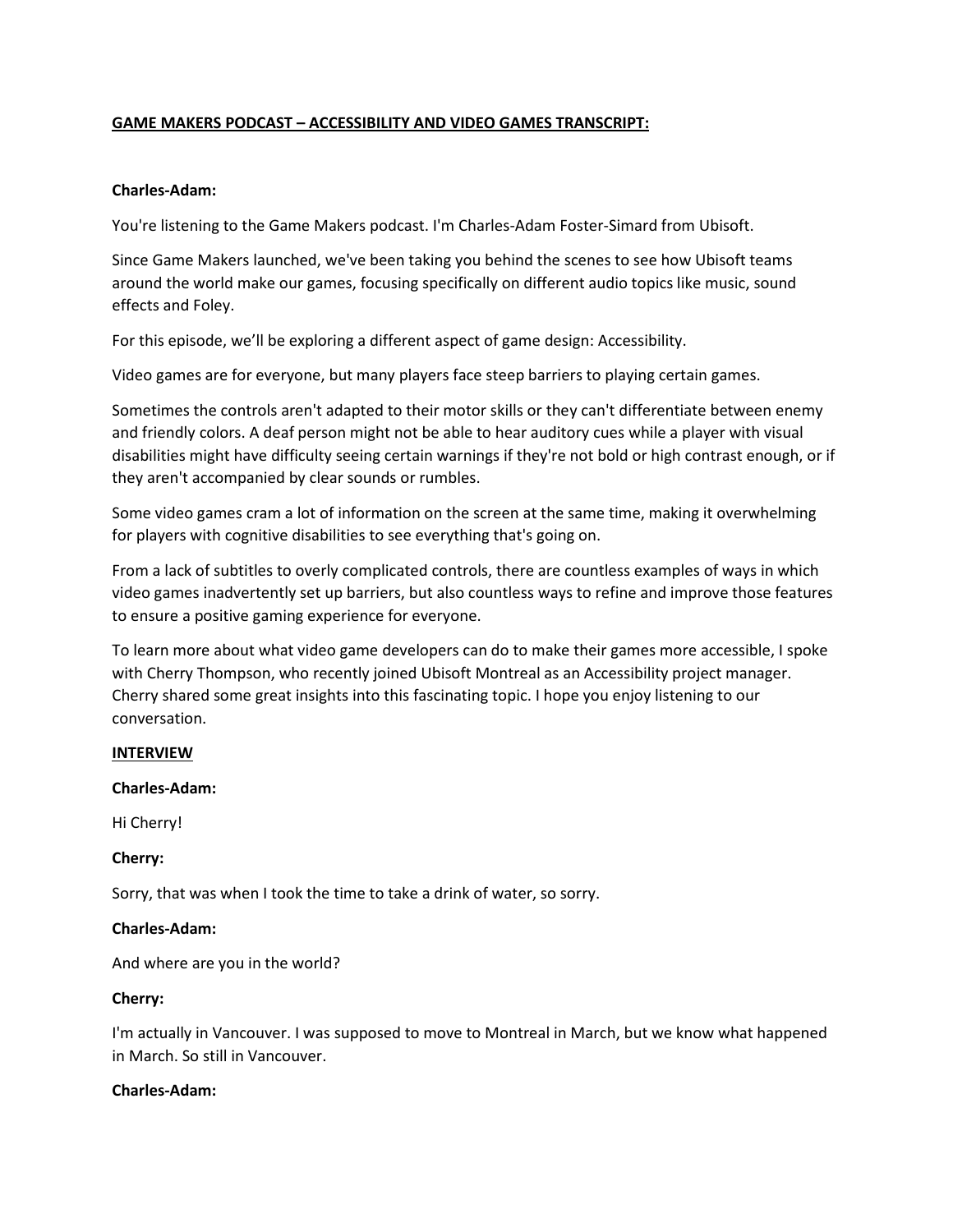**GAME MAKERS PODCAST – ACCESSIBILITY AND VIDEO GAMES TRANSCRIPT:**

**Charles-Adam:**

You're listening to the Game Makers podcast. I'm Charles-Adam Foster-Simard from Ubisoft.

Since Game Makers launched, we've been taking you behind the scenes to see how Ubisoft teams around the world make our games, focusing specifically on different audio topics like music, sound effects and Foley.

For this episode, we'll be exploring a different aspect of game design: Accessibility.

Video games are for everyone, but many players face steep barriers to playing certain games.

Sometimes the controls aren't adapted to their motor skills or they can't differentiate between enemy and friendly colors. A deaf person might not be able to hear auditory cues while a player with visual disabilities might have difficulty seeing certain warnings if they're not bold or high contrast enough, or if they aren't accompanied by clear sounds or rumbles.

Some video games cram a lot of information on the screen at the same time, making it overwhelming for players with cognitive disabilities to see everything that's going on.

From a lack of subtitles to overly complicated controls, there are countless examples of ways in which video games inadvertently set up barriers, but also countless ways to refine and improve those features to ensure a positive gaming experience for everyone.

To learn more about what video game developers can do to make their games more accessible, I spoke with Cherry Thompson, who recently joined Ubisoft Montreal as an Accessibility project manager. Cherry shared some great insights into this fascinating topic. I hope you enjoy listening to our conversation.

**INTERVIEW**

**Charles-Adam:**

Hi Cherry!

**Cherry:**

Sorry, that was when I took the time to take a drink of water, so sorry.

**Charles-Adam:**

And where are you in the world?

**Cherry:**

I'm actually in Vancouver. I was supposed to move to Montreal in March, but we know what happened in March. So still in Vancouver.

**Charles-Adam:**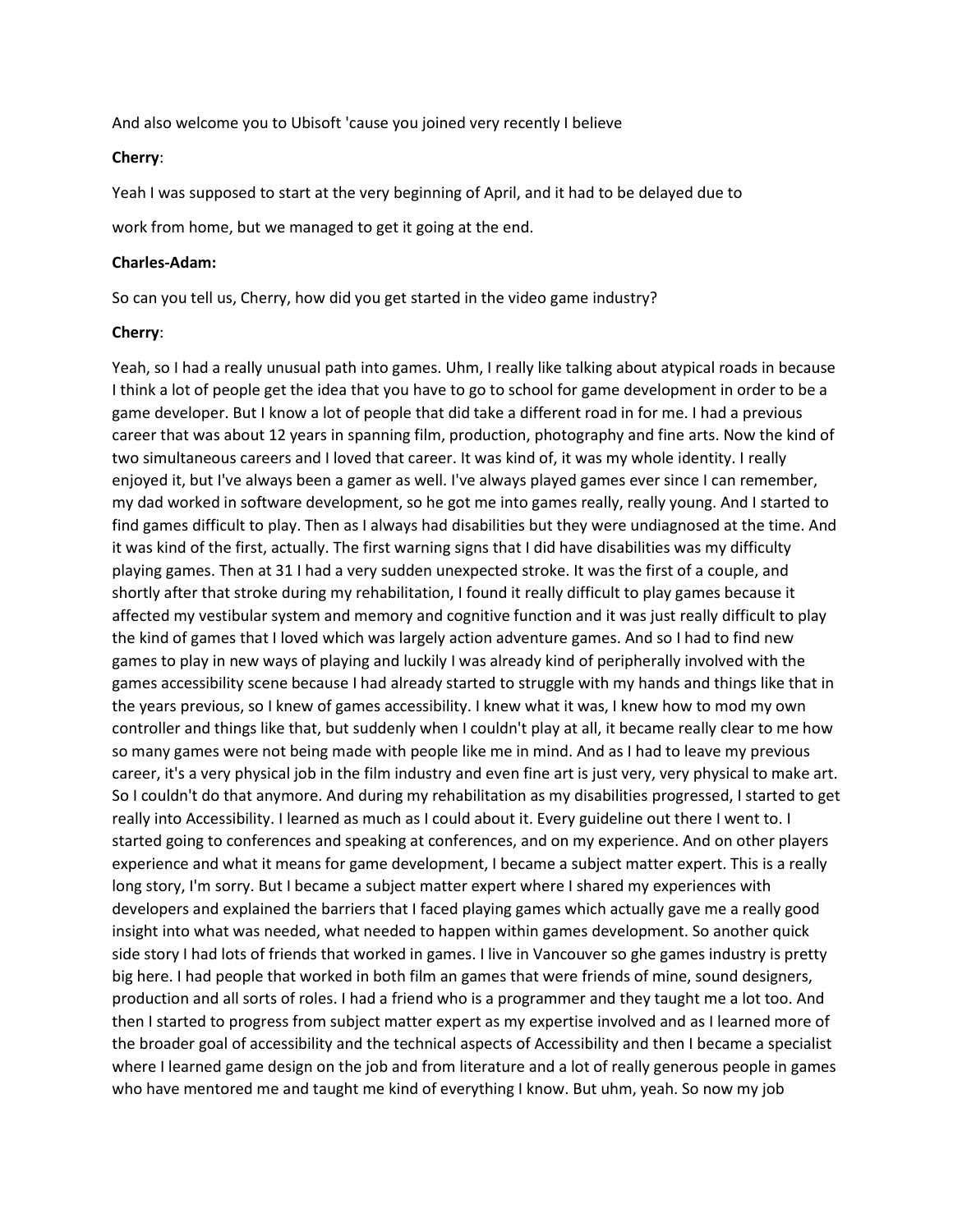And also welcome you to Ubisoft 'cause you joined very recently I believe

**Cherry**:

Yeah I was supposed to start at the very beginning of April, and it had to be delayed due to

work from home, but we managed to get it going at the end.

**Charles-Adam:**

So can you tell us, Cherry, how did you get started in the video game industry?

**Cherry**:

Yeah, so I had a really unusual path into games. Uhm, I really like talking about atypical roads in because I think a lot of people get the idea that you have to go to school for game development in order to be a game developer. But I know a lot of people that did take a different road in for me. I had a previous career that was about 12 years in spanning film, production, photography and fine arts. Now the kind of two simultaneous careers and I loved that career. It was kind of, it was my whole identity. I really enjoyed it, but I've always been a gamer as well. I've always played games ever since I can remember, my dad worked in software development, so he got me into games really, really young. And I started to find games difficult to play. Then as I always had disabilities but they were undiagnosed at the time. And it was kind of the first, actually. The first warning signs that I did have disabilities was my difficulty playing games. Then at 31 I had a very sudden unexpected stroke. It was the first of a couple, and shortly after that stroke during my rehabilitation, I found it really difficult to play games because it affected my vestibular system and memory and cognitive function and it was just really difficult to play the kind of games that I loved which was largely action adventure games. And so I had to find new games to play in new ways of playing and luckily I was already kind of peripherally involved with the games accessibility scene because I had already started to struggle with my hands and things like that in the years previous, so I knew of games accessibility. I knew what it was, I knew how to mod my own controller and things like that, but suddenly when I couldn't play at all, it became really clear to me how so many games were not being made with people like me in mind. And as I had to leave my previous career, it's a very physical job in the film industry and even fine art is just very, very physical to make art. So I couldn't do that anymore. And during my rehabilitation as my disabilities progressed, I started to get really into Accessibility. I learned as much as I could about it. Every guideline out there I went to. I started going to conferences and speaking at conferences, and on my experience. And on other players experience and what it means for game development, I became a subject matter expert. This is a really long story, I'm sorry. But I became a subject matter expert where I shared my experiences with developers and explained the barriers that I faced playing games which actually gave me a really good insight into what was needed, what needed to happen within games development. So another quick side story I had lots of friends that worked in games. I live in Vancouver so ghe games industry is pretty big here. I had people that worked in both film an games that were friends of mine, sound designers, production and all sorts of roles. I had a friend who is a programmer and they taught me a lot too. And then I started to progress from subject matter expert as my expertise involved and as I learned more of the broader goal of accessibility and the technical aspects of Accessibility and then I became a specialist where I learned game design on the job and from literature and a lot of really generous people in games who have mentored me and taught me kind of everything I know. But uhm, yeah. So now my job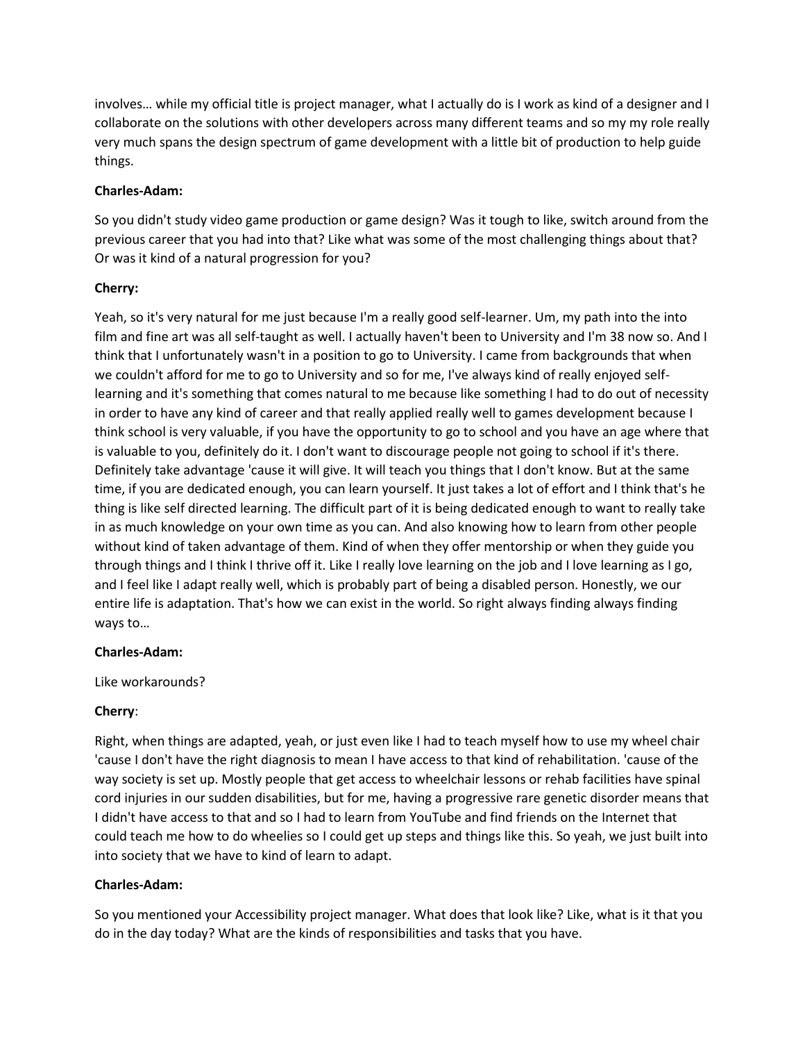involves… while my official title is project manager, what I actually do is I work as kind of a designer and I collaborate on the solutions with other developers across many different teams and so my my role really very much spans the design spectrum of game development with a little bit of production to help guide things.

**Charles-Adam:**

So you didn't study video game production or game design? Was it tough to like, switch around from the previous career that you had into that? Like what was some of the most challenging things about that? Or was it kind of a natural progression for you?

**Cherry:**

Yeah, so it's very natural for me just because I'm a really good self-learner. Um, my path into the into film and fine art was all self-taught as well. I actually haven't been to University and I'm 38 now so. And I think that I unfortunately wasn't in a position to go to University. I came from backgrounds that when we couldn't afford for me to go to University and so for me, I've always kind of really enjoyed self-learning and it's something that comes natural to me because like something I had to do out of necessity in order to have any kind of career and that really applied really well to games development because I think school is very valuable, if you have the opportunity to go to school and you have an age where that is valuable to you, definitely do it. I don't want to discourage people not going to school if it's there. Definitely take advantage 'cause it will give. It will teach you things that I don't know. But at the same time, if you are dedicated enough, you can learn yourself. It just takes a lot of effort and I think that's he thing is like self directed learning. The difficult part of it is being dedicated enough to want to really take in as much knowledge on your own time as you can. And also knowing how to learn from other people without kind of taken advantage of them. Kind of when they offer mentorship or when they guide you through things and I think I thrive off it. Like I really love learning on the job and I love learning as I go, and I feel like I adapt really well, which is probably part of being a disabled person. Honestly, we our entire life is adaptation. That's how we can exist in the world. So right always finding always finding ways to…

**Charles-Adam:**

Like workarounds?

**Cherry**:

Right, when things are adapted, yeah, or just even like I had to teach myself how to use my wheel chair 'cause I don't have the right diagnosis to mean I have access to that kind of rehabilitation. 'cause of the way society is set up. Mostly people that get access to wheelchair lessons or rehab facilities have spinal cord injuries in our sudden disabilities, but for me, having a progressive rare genetic disorder means that I didn't have access to that and so I had to learn from YouTube and find friends on the Internet that could teach me how to do wheelies so I could get up steps and things like this. So yeah, we just built into into society that we have to kind of learn to adapt.

**Charles-Adam:**

So you mentioned your Accessibility project manager. What does that look like? Like, what is it that you do in the day today? What are the kinds of responsibilities and tasks that you have.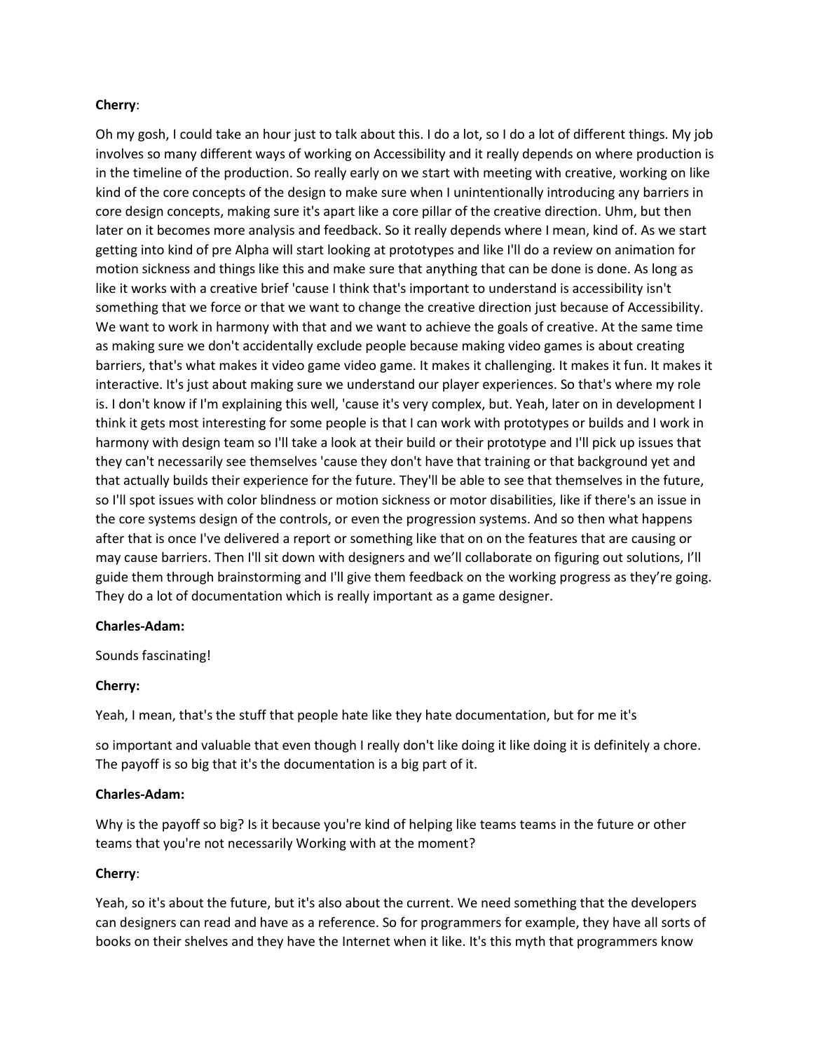**Cherry**:

Oh my gosh, I could take an hour just to talk about this. I do a lot, so I do a lot of different things. My job involves so many different ways of working on Accessibility and it really depends on where production is in the timeline of the production. So really early on we start with meeting with creative, working on like kind of the core concepts of the design to make sure when I unintentionally introducing any barriers in core design concepts, making sure it's apart like a core pillar of the creative direction. Uhm, but then later on it becomes more analysis and feedback. So it really depends where I mean, kind of. As we start getting into kind of pre Alpha will start looking at prototypes and like I'll do a review on animation for motion sickness and things like this and make sure that anything that can be done is done. As long as like it works with a creative brief 'cause I think that's important to understand is accessibility isn't something that we force or that we want to change the creative direction just because of Accessibility. We want to work in harmony with that and we want to achieve the goals of creative. At the same time as making sure we don't accidentally exclude people because making video games is about creating barriers, that's what makes it video game video game. It makes it challenging. It makes it fun. It makes it interactive. It's just about making sure we understand our player experiences. So that's where my role is. I don't know if I'm explaining this well, 'cause it's very complex, but. Yeah, later on in development I think it gets most interesting for some people is that I can work with prototypes or builds and I work in harmony with design team so I'll take a look at their build or their prototype and I'll pick up issues that they can't necessarily see themselves 'cause they don't have that training or that background yet and that actually builds their experience for the future. They'll be able to see that themselves in the future, so I'll spot issues with color blindness or motion sickness or motor disabilities, like if there's an issue in the core systems design of the controls, or even the progression systems. And so then what happens after that is once I've delivered a report or something like that on on the features that are causing or may cause barriers. Then I'll sit down with designers and we'll collaborate on figuring out solutions, I'll guide them through brainstorming and I'll give them feedback on the working progress as they're going. They do a lot of documentation which is really important as a game designer.

**Charles-Adam:**

Sounds fascinating!

**Cherry:**

Yeah, I mean, that's the stuff that people hate like they hate documentation, but for me it's

so important and valuable that even though I really don't like doing it like doing it is definitely a chore. The payoff is so big that it's the documentation is a big part of it.

**Charles-Adam:**

Why is the payoff so big? Is it because you're kind of helping like teams teams in the future or other teams that you're not necessarily Working with at the moment?

**Cherry**:

Yeah, so it's about the future, but it's also about the current. We need something that the developers can designers can read and have as a reference. So for programmers for example, they have all sorts of books on their shelves and they have the Internet when it like. It's this myth that programmers know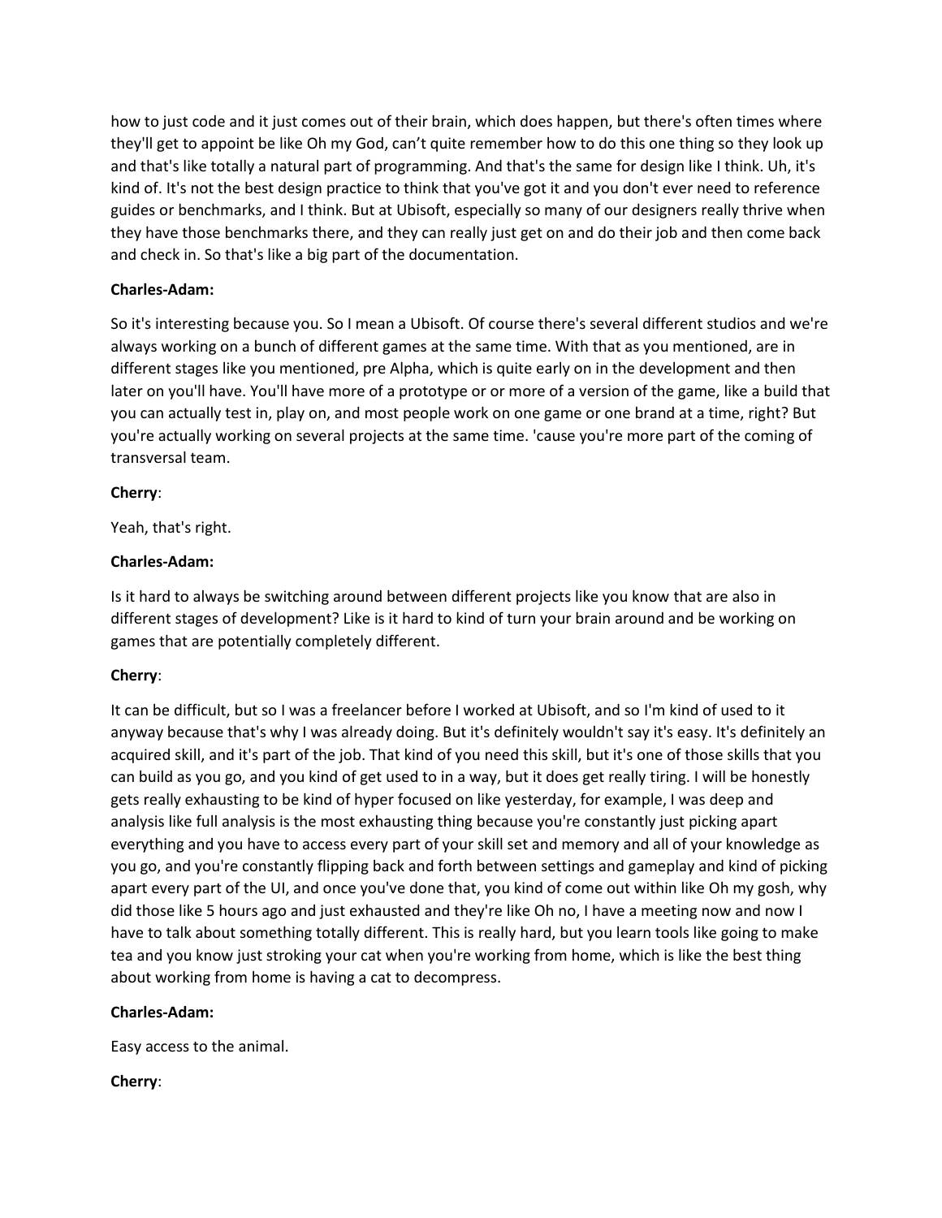how to just code and it just comes out of their brain, which does happen, but there's often times where they'll get to appoint be like Oh my God, can't quite remember how to do this one thing so they look up and that's like totally a natural part of programming. And that's the same for design like I think. Uh, it's kind of. It's not the best design practice to think that you've got it and you don't ever need to reference guides or benchmarks, and I think. But at Ubisoft, especially so many of our designers really thrive when they have those benchmarks there, and they can really just get on and do their job and then come back and check in. So that's like a big part of the documentation.

**Charles-Adam:**

So it's interesting because you. So I mean a Ubisoft. Of course there's several different studios and we're always working on a bunch of different games at the same time. With that as you mentioned, are in different stages like you mentioned, pre Alpha, which is quite early on in the development and then later on you'll have. You'll have more of a prototype or or more of a version of the game, like a build that you can actually test in, play on, and most people work on one game or one brand at a time, right? But you're actually working on several projects at the same time. 'cause you're more part of the coming of transversal team.

**Cherry**:

Yeah, that's right.

**Charles-Adam:**

Is it hard to always be switching around between different projects like you know that are also in different stages of development? Like is it hard to kind of turn your brain around and be working on games that are potentially completely different.

**Cherry**:

It can be difficult, but so I was a freelancer before I worked at Ubisoft, and so I'm kind of used to it anyway because that's why I was already doing. But it's definitely wouldn't say it's easy. It's definitely an acquired skill, and it's part of the job. That kind of you need this skill, but it's one of those skills that you can build as you go, and you kind of get used to in a way, but it does get really tiring. I will be honestly gets really exhausting to be kind of hyper focused on like yesterday, for example, I was deep and analysis like full analysis is the most exhausting thing because you're constantly just picking apart everything and you have to access every part of your skill set and memory and all of your knowledge as you go, and you're constantly flipping back and forth between settings and gameplay and kind of picking apart every part of the UI, and once you've done that, you kind of come out within like Oh my gosh, why did those like 5 hours ago and just exhausted and they're like Oh no, I have a meeting now and now I have to talk about something totally different. This is really hard, but you learn tools like going to make tea and you know just stroking your cat when you're working from home, which is like the best thing about working from home is having a cat to decompress.

**Charles-Adam:**

Easy access to the animal.

**Cherry**: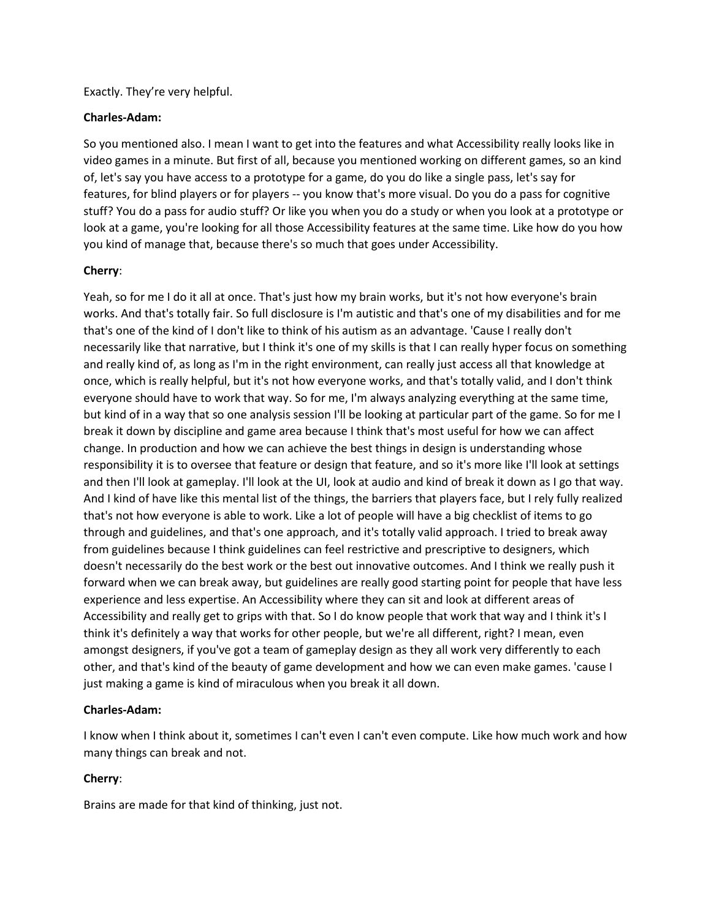Exactly. They’re very helpful.

**Charles-Adam:**

So you mentioned also. I mean I want to get into the features and what Accessibility really looks like in video games in a minute. But first of all, because you mentioned working on different games, so an kind of, let's say you have access to a prototype for a game, do you do like a single pass, let's say for features, for blind players or for players -- you know that's more visual. Do you do a pass for cognitive stuff? You do a pass for audio stuff? Or like you when you do a study or when you look at a prototype or look at a game, you're looking for all those Accessibility features at the same time. Like how do you how you kind of manage that, because there's so much that goes under Accessibility.

**Cherry**:

Yeah, so for me I do it all at once. That's just how my brain works, but it's not how everyone's brain works. And that's totally fair. So full disclosure is I'm autistic and that's one of my disabilities and for me that's one of the kind of I don't like to think of his autism as an advantage. 'Cause I really don't necessarily like that narrative, but I think it's one of my skills is that I can really hyper focus on something and really kind of, as long as I'm in the right environment, can really just access all that knowledge at once, which is really helpful, but it's not how everyone works, and that's totally valid, and I don't think everyone should have to work that way. So for me, I'm always analyzing everything at the same time, but kind of in a way that so one analysis session I'll be looking at particular part of the game. So for me I break it down by discipline and game area because I think that's most useful for how we can affect change. In production and how we can achieve the best things in design is understanding whose responsibility it is to oversee that feature or design that feature, and so it's more like I'll look at settings and then I'll look at gameplay. I'll look at the UI, look at audio and kind of break it down as I go that way. And I kind of have like this mental list of the things, the barriers that players face, but I rely fully realized that's not how everyone is able to work. Like a lot of people will have a big checklist of items to go through and guidelines, and that's one approach, and it's totally valid approach. I tried to break away from guidelines because I think guidelines can feel restrictive and prescriptive to designers, which doesn't necessarily do the best work or the best out innovative outcomes. And I think we really push it forward when we can break away, but guidelines are really good starting point for people that have less experience and less expertise. An Accessibility where they can sit and look at different areas of Accessibility and really get to grips with that. So I do know people that work that way and I think it's I think it's definitely a way that works for other people, but we're all different, right? I mean, even amongst designers, if you've got a team of gameplay design as they all work very differently to each other, and that's kind of the beauty of game development and how we can even make games. 'cause I just making a game is kind of miraculous when you break it all down.

**Charles-Adam:**

I know when I think about it, sometimes I can't even I can't even compute. Like how much work and how many things can break and not.

**Cherry**:

Brains are made for that kind of thinking, just not.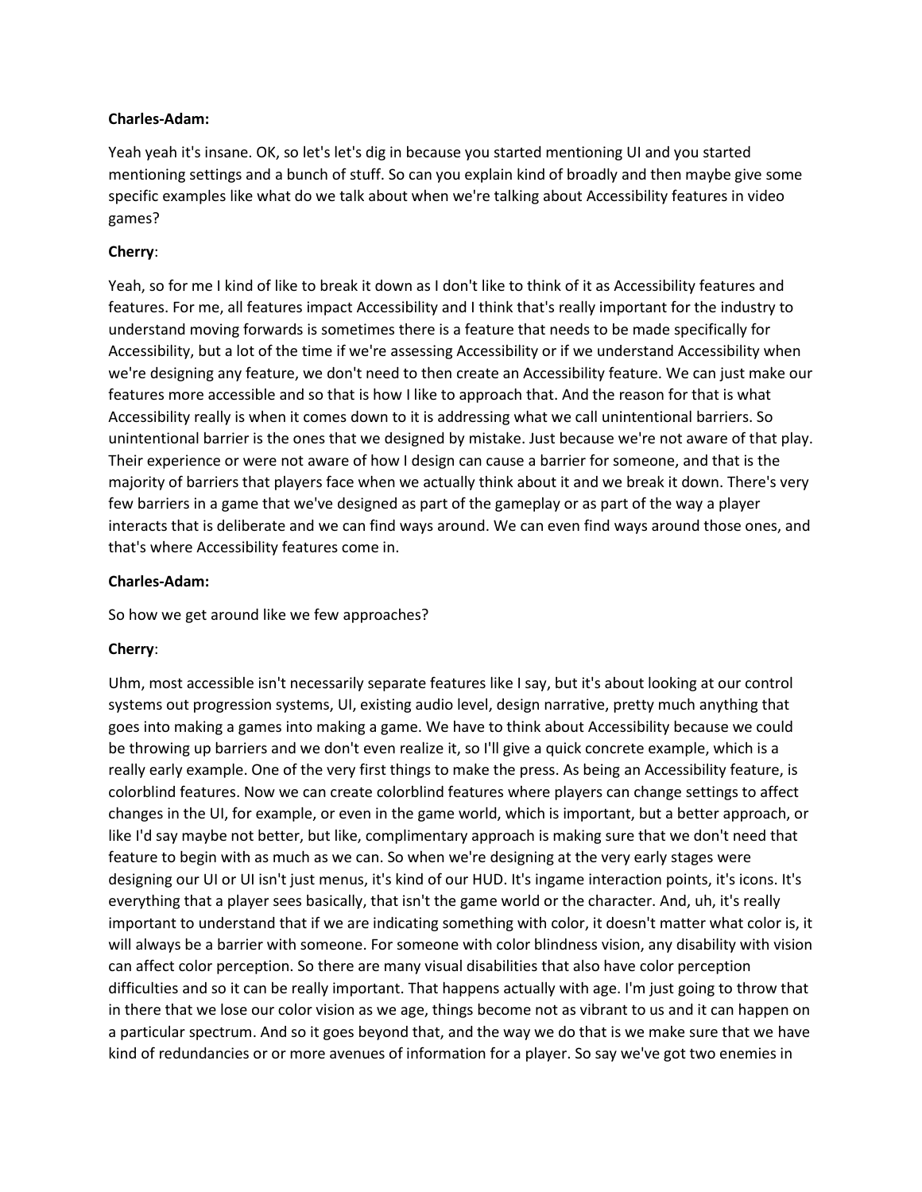**Charles-Adam:**

Yeah yeah it's insane. OK, so let's let's dig in because you started mentioning UI and you started mentioning settings and a bunch of stuff. So can you explain kind of broadly and then maybe give some specific examples like what do we talk about when we're talking about Accessibility features in video games?

**Cherry**:

Yeah, so for me I kind of like to break it down as I don't like to think of it as Accessibility features and features. For me, all features impact Accessibility and I think that's really important for the industry to understand moving forwards is sometimes there is a feature that needs to be made specifically for Accessibility, but a lot of the time if we're assessing Accessibility or if we understand Accessibility when we're designing any feature, we don't need to then create an Accessibility feature. We can just make our features more accessible and so that is how I like to approach that. And the reason for that is what Accessibility really is when it comes down to it is addressing what we call unintentional barriers. So unintentional barrier is the ones that we designed by mistake. Just because we're not aware of that play. Their experience or were not aware of how I design can cause a barrier for someone, and that is the majority of barriers that players face when we actually think about it and we break it down. There's very few barriers in a game that we've designed as part of the gameplay or as part of the way a player interacts that is deliberate and we can find ways around. We can even find ways around those ones, and that's where Accessibility features come in.

**Charles-Adam:**

So how we get around like we few approaches?

**Cherry**:

Uhm, most accessible isn't necessarily separate features like I say, but it's about looking at our control systems out progression systems, UI, existing audio level, design narrative, pretty much anything that goes into making a games into making a game. We have to think about Accessibility because we could be throwing up barriers and we don't even realize it, so I'll give a quick concrete example, which is a really early example. One of the very first things to make the press. As being an Accessibility feature, is colorblind features. Now we can create colorblind features where players can change settings to affect changes in the UI, for example, or even in the game world, which is important, but a better approach, or like I'd say maybe not better, but like, complimentary approach is making sure that we don't need that feature to begin with as much as we can. So when we're designing at the very early stages were designing our UI or UI isn't just menus, it's kind of our HUD. It's ingame interaction points, it's icons. It's everything that a player sees basically, that isn't the game world or the character. And, uh, it's really important to understand that if we are indicating something with color, it doesn't matter what color is, it will always be a barrier with someone. For someone with color blindness vision, any disability with vision can affect color perception. So there are many visual disabilities that also have color perception difficulties and so it can be really important. That happens actually with age. I'm just going to throw that in there that we lose our color vision as we age, things become not as vibrant to us and it can happen on a particular spectrum. And so it goes beyond that, and the way we do that is we make sure that we have kind of redundancies or or more avenues of information for a player. So say we've got two enemies in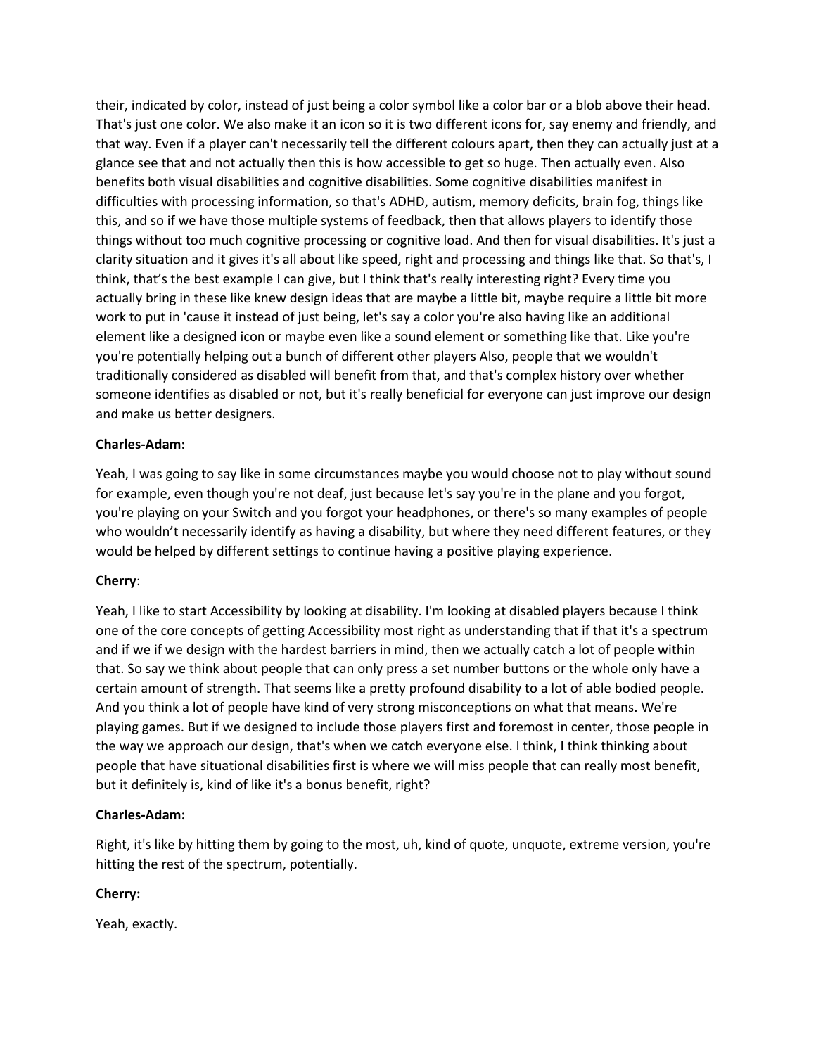their, indicated by color, instead of just being a color symbol like a color bar or a blob above their head. That's just one color. We also make it an icon so it is two different icons for, say enemy and friendly, and that way. Even if a player can't necessarily tell the different colours apart, then they can actually just at a glance see that and not actually then this is how accessible to get so huge. Then actually even. Also benefits both visual disabilities and cognitive disabilities. Some cognitive disabilities manifest in difficulties with processing information, so that's ADHD, autism, memory deficits, brain fog, things like this, and so if we have those multiple systems of feedback, then that allows players to identify those things without too much cognitive processing or cognitive load. And then for visual disabilities. It's just a clarity situation and it gives it's all about like speed, right and processing and things like that. So that's, I think, that's the best example I can give, but I think that's really interesting right? Every time you actually bring in these like knew design ideas that are maybe a little bit, maybe require a little bit more work to put in 'cause it instead of just being, let's say a color you're also having like an additional element like a designed icon or maybe even like a sound element or something like that. Like you're you're potentially helping out a bunch of different other players Also, people that we wouldn't traditionally considered as disabled will benefit from that, and that's complex history over whether someone identifies as disabled or not, but it's really beneficial for everyone can just improve our design and make us better designers.

**Charles-Adam:**

Yeah, I was going to say like in some circumstances maybe you would choose not to play without sound for example, even though you're not deaf, just because let's say you're in the plane and you forgot, you're playing on your Switch and you forgot your headphones, or there's so many examples of people who wouldn't necessarily identify as having a disability, but where they need different features, or they would be helped by different settings to continue having a positive playing experience.

**Cherry**:

Yeah, I like to start Accessibility by looking at disability. I'm looking at disabled players because I think one of the core concepts of getting Accessibility most right as understanding that if that it's a spectrum and if we if we design with the hardest barriers in mind, then we actually catch a lot of people within that. So say we think about people that can only press a set number buttons or the whole only have a certain amount of strength. That seems like a pretty profound disability to a lot of able bodied people. And you think a lot of people have kind of very strong misconceptions on what that means. We're playing games. But if we designed to include those players first and foremost in center, those people in the way we approach our design, that's when we catch everyone else. I think, I think thinking about people that have situational disabilities first is where we will miss people that can really most benefit, but it definitely is, kind of like it's a bonus benefit, right?

**Charles-Adam:**

Right, it's like by hitting them by going to the most, uh, kind of quote, unquote, extreme version, you're hitting the rest of the spectrum, potentially.

**Cherry:**

Yeah, exactly.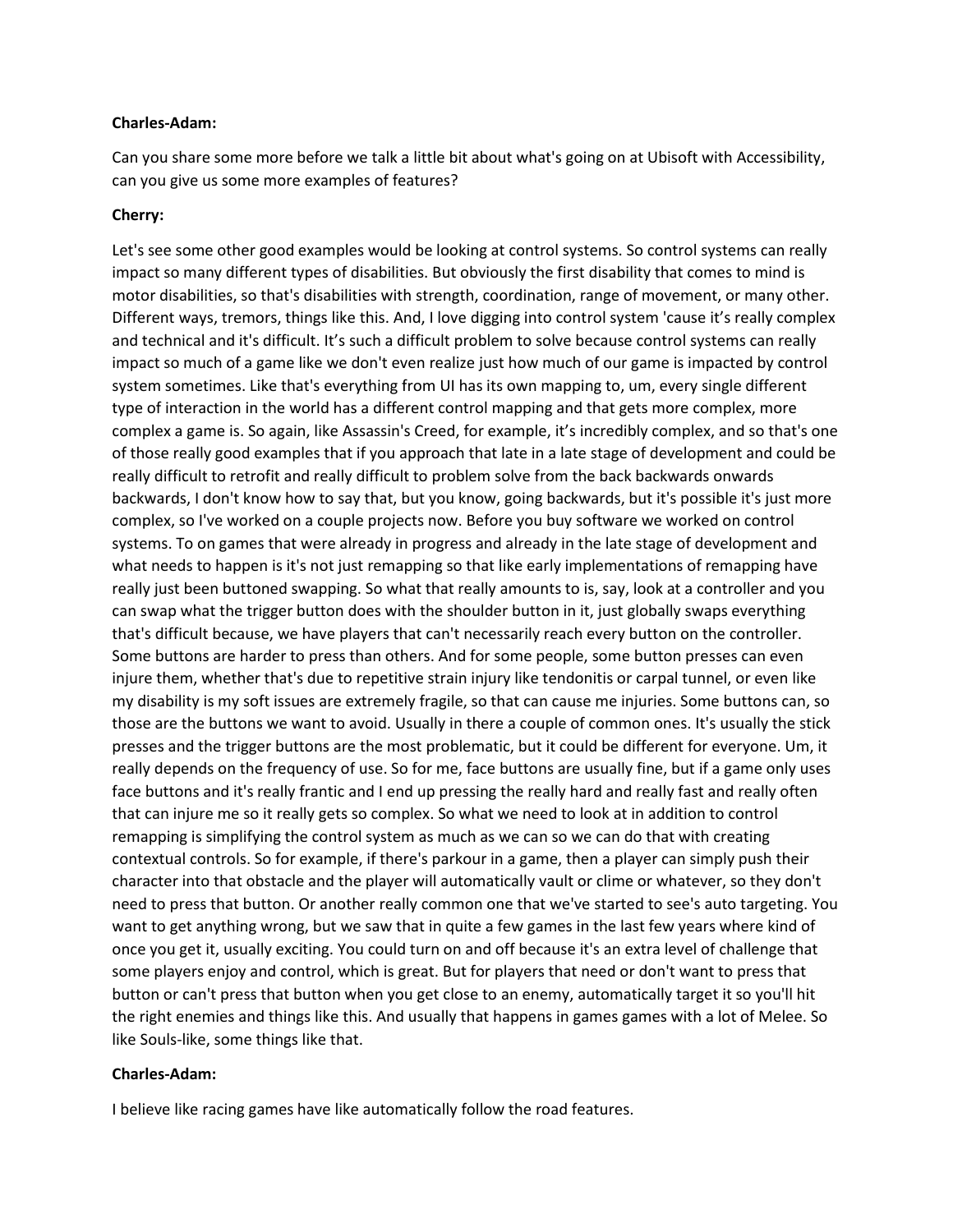**Charles-Adam:**

Can you share some more before we talk a little bit about what's going on at Ubisoft with Accessibility, can you give us some more examples of features?

**Cherry:**

Let's see some other good examples would be looking at control systems. So control systems can really impact so many different types of disabilities. But obviously the first disability that comes to mind is motor disabilities, so that's disabilities with strength, coordination, range of movement, or many other. Different ways, tremors, things like this. And, I love digging into control system 'cause it's really complex and technical and it's difficult. It's such a difficult problem to solve because control systems can really impact so much of a game like we don't even realize just how much of our game is impacted by control system sometimes. Like that's everything from UI has its own mapping to, um, every single different type of interaction in the world has a different control mapping and that gets more complex, more complex a game is. So again, like Assassin's Creed, for example, it's incredibly complex, and so that's one of those really good examples that if you approach that late in a late stage of development and could be really difficult to retrofit and really difficult to problem solve from the back backwards onwards backwards, I don't know how to say that, but you know, going backwards, but it's possible it's just more complex, so I've worked on a couple projects now. Before you buy software we worked on control systems. To on games that were already in progress and already in the late stage of development and what needs to happen is it's not just remapping so that like early implementations of remapping have really just been buttoned swapping. So what that really amounts to is, say, look at a controller and you can swap what the trigger button does with the shoulder button in it, just globally swaps everything that's difficult because, we have players that can't necessarily reach every button on the controller. Some buttons are harder to press than others. And for some people, some button presses can even injure them, whether that's due to repetitive strain injury like tendonitis or carpal tunnel, or even like my disability is my soft issues are extremely fragile, so that can cause me injuries. Some buttons can, so those are the buttons we want to avoid. Usually in there a couple of common ones. It's usually the stick presses and the trigger buttons are the most problematic, but it could be different for everyone. Um, it really depends on the frequency of use. So for me, face buttons are usually fine, but if a game only uses face buttons and it's really frantic and I end up pressing the really hard and really fast and really often that can injure me so it really gets so complex. So what we need to look at in addition to control remapping is simplifying the control system as much as we can so we can do that with creating contextual controls. So for example, if there's parkour in a game, then a player can simply push their character into that obstacle and the player will automatically vault or clime or whatever, so they don't need to press that button. Or another really common one that we've started to see's auto targeting. You want to get anything wrong, but we saw that in quite a few games in the last few years where kind of once you get it, usually exciting. You could turn on and off because it's an extra level of challenge that some players enjoy and control, which is great. But for players that need or don't want to press that button or can't press that button when you get close to an enemy, automatically target it so you'll hit the right enemies and things like this. And usually that happens in games games with a lot of Melee. So like Souls-like, some things like that.

**Charles-Adam:**

I believe like racing games have like automatically follow the road features.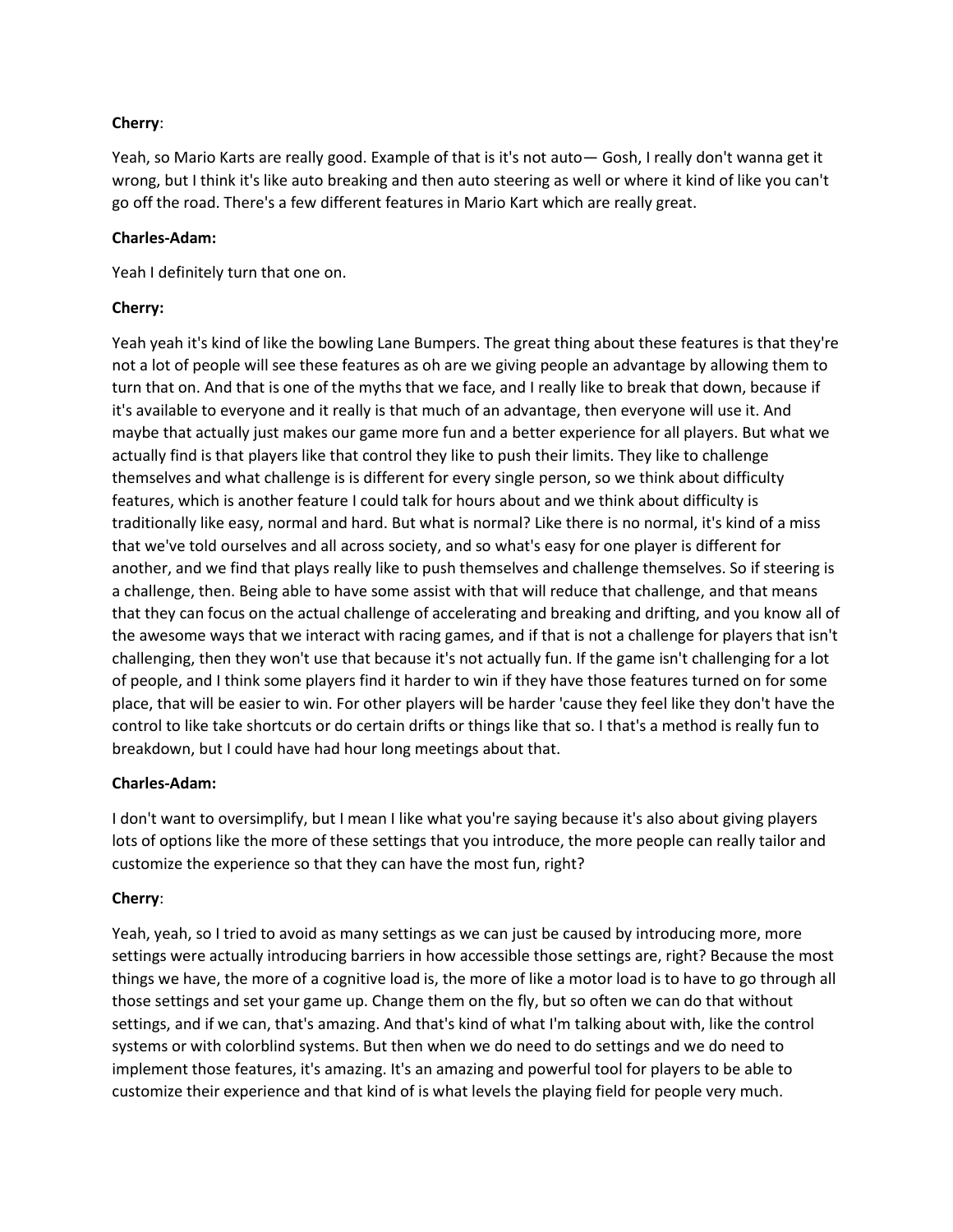**Cherry**:

Yeah, so Mario Karts are really good. Example of that is it's not auto— Gosh, I really don't wanna get it wrong, but I think it's like auto breaking and then auto steering as well or where it kind of like you can't go off the road. There's a few different features in Mario Kart which are really great.

**Charles-Adam:**

Yeah I definitely turn that one on.

**Cherry:**

Yeah yeah it's kind of like the bowling Lane Bumpers. The great thing about these features is that they're not a lot of people will see these features as oh are we giving people an advantage by allowing them to turn that on. And that is one of the myths that we face, and I really like to break that down, because if it's available to everyone and it really is that much of an advantage, then everyone will use it. And maybe that actually just makes our game more fun and a better experience for all players. But what we actually find is that players like that control they like to push their limits. They like to challenge themselves and what challenge is is different for every single person, so we think about difficulty features, which is another feature I could talk for hours about and we think about difficulty is traditionally like easy, normal and hard. But what is normal? Like there is no normal, it's kind of a miss that we've told ourselves and all across society, and so what's easy for one player is different for another, and we find that plays really like to push themselves and challenge themselves. So if steering is a challenge, then. Being able to have some assist with that will reduce that challenge, and that means that they can focus on the actual challenge of accelerating and breaking and drifting, and you know all of the awesome ways that we interact with racing games, and if that is not a challenge for players that isn't challenging, then they won't use that because it's not actually fun. If the game isn't challenging for a lot of people, and I think some players find it harder to win if they have those features turned on for some place, that will be easier to win. For other players will be harder 'cause they feel like they don't have the control to like take shortcuts or do certain drifts or things like that so. I that's a method is really fun to breakdown, but I could have had hour long meetings about that.

**Charles-Adam:**

I don't want to oversimplify, but I mean I like what you're saying because it's also about giving players lots of options like the more of these settings that you introduce, the more people can really tailor and customize the experience so that they can have the most fun, right?

**Cherry**:

Yeah, yeah, so I tried to avoid as many settings as we can just be caused by introducing more, more settings were actually introducing barriers in how accessible those settings are, right? Because the most things we have, the more of a cognitive load is, the more of like a motor load is to have to go through all those settings and set your game up. Change them on the fly, but so often we can do that without settings, and if we can, that's amazing. And that's kind of what I'm talking about with, like the control systems or with colorblind systems. But then when we do need to do settings and we do need to implement those features, it's amazing. It's an amazing and powerful tool for players to be able to customize their experience and that kind of is what levels the playing field for people very much.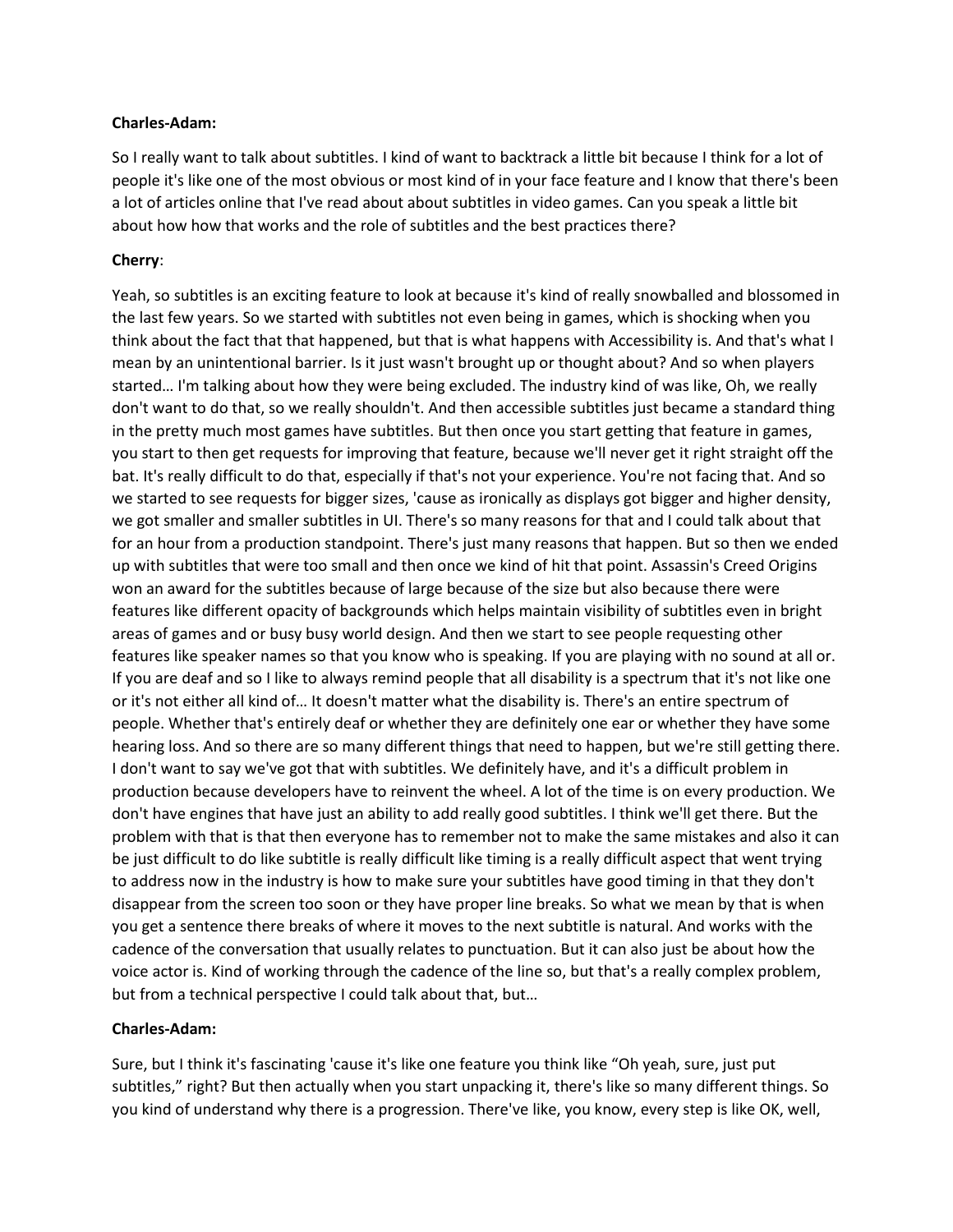**Charles-Adam:**

So I really want to talk about subtitles. I kind of want to backtrack a little bit because I think for a lot of people it's like one of the most obvious or most kind of in your face feature and I know that there's been a lot of articles online that I've read about about subtitles in video games. Can you speak a little bit about how how that works and the role of subtitles and the best practices there?

**Cherry**:

Yeah, so subtitles is an exciting feature to look at because it's kind of really snowballed and blossomed in the last few years. So we started with subtitles not even being in games, which is shocking when you think about the fact that that happened, but that is what happens with Accessibility is. And that's what I mean by an unintentional barrier. Is it just wasn't brought up or thought about? And so when players started… I'm talking about how they were being excluded. The industry kind of was like, Oh, we really don't want to do that, so we really shouldn't. And then accessible subtitles just became a standard thing in the pretty much most games have subtitles. But then once you start getting that feature in games, you start to then get requests for improving that feature, because we'll never get it right straight off the bat. It's really difficult to do that, especially if that's not your experience. You're not facing that. And so we started to see requests for bigger sizes, 'cause as ironically as displays got bigger and higher density, we got smaller and smaller subtitles in UI. There's so many reasons for that and I could talk about that for an hour from a production standpoint. There's just many reasons that happen. But so then we ended up with subtitles that were too small and then once we kind of hit that point. Assassin's Creed Origins won an award for the subtitles because of large because of the size but also because there were features like different opacity of backgrounds which helps maintain visibility of subtitles even in bright areas of games and or busy busy world design. And then we start to see people requesting other features like speaker names so that you know who is speaking. If you are playing with no sound at all or. If you are deaf and so I like to always remind people that all disability is a spectrum that it's not like one or it's not either all kind of… It doesn't matter what the disability is. There's an entire spectrum of people. Whether that's entirely deaf or whether they are definitely one ear or whether they have some hearing loss. And so there are so many different things that need to happen, but we're still getting there. I don't want to say we've got that with subtitles. We definitely have, and it's a difficult problem in production because developers have to reinvent the wheel. A lot of the time is on every production. We don't have engines that have just an ability to add really good subtitles. I think we'll get there. But the problem with that is that then everyone has to remember not to make the same mistakes and also it can be just difficult to do like subtitle is really difficult like timing is a really difficult aspect that went trying to address now in the industry is how to make sure your subtitles have good timing in that they don't disappear from the screen too soon or they have proper line breaks. So what we mean by that is when you get a sentence there breaks of where it moves to the next subtitle is natural. And works with the cadence of the conversation that usually relates to punctuation. But it can also just be about how the voice actor is. Kind of working through the cadence of the line so, but that's a really complex problem, but from a technical perspective I could talk about that, but…

**Charles-Adam:**

Sure, but I think it's fascinating 'cause it's like one feature you think like "Oh yeah, sure, just put subtitles," right? But then actually when you start unpacking it, there's like so many different things. So you kind of understand why there is a progression. There've like, you know, every step is like OK, well,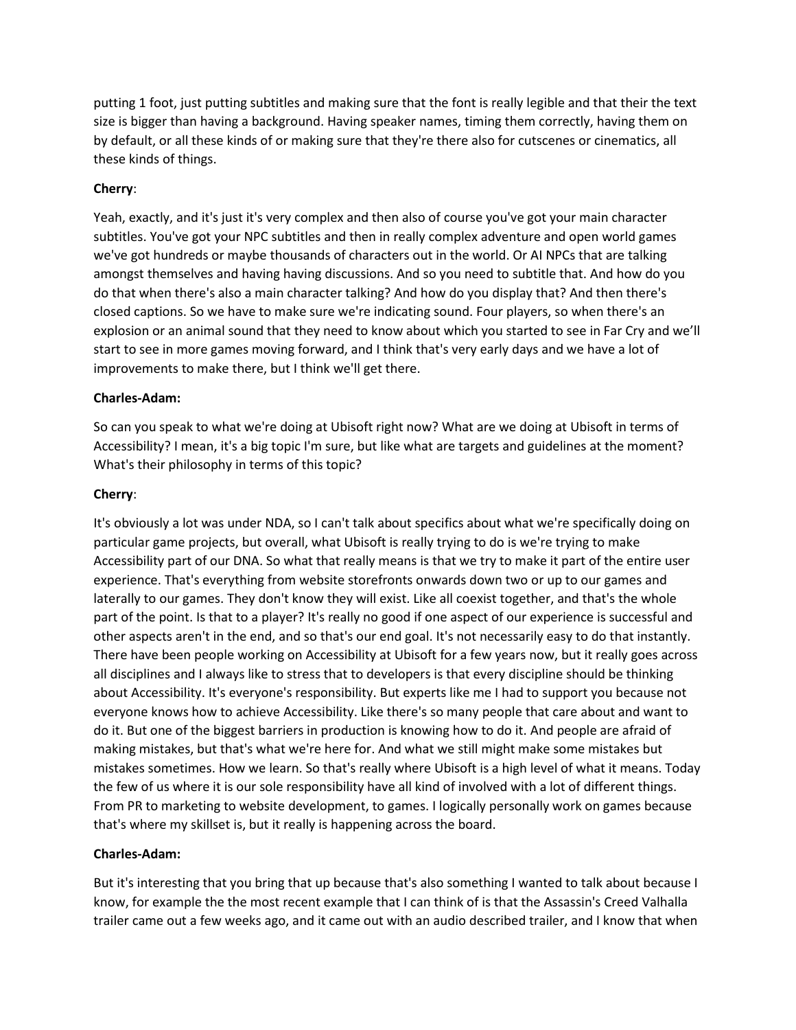putting 1 foot, just putting subtitles and making sure that the font is really legible and that their the text size is bigger than having a background. Having speaker names, timing them correctly, having them on by default, or all these kinds of or making sure that they're there also for cutscenes or cinematics, all these kinds of things.

**Cherry**:

Yeah, exactly, and it's just it's very complex and then also of course you've got your main character subtitles. You've got your NPC subtitles and then in really complex adventure and open world games we've got hundreds or maybe thousands of characters out in the world. Or AI NPCs that are talking amongst themselves and having having discussions. And so you need to subtitle that. And how do you do that when there's also a main character talking? And how do you display that? And then there's closed captions. So we have to make sure we're indicating sound. Four players, so when there's an explosion or an animal sound that they need to know about which you started to see in Far Cry and we'll start to see in more games moving forward, and I think that's very early days and we have a lot of improvements to make there, but I think we'll get there.

**Charles-Adam:**

So can you speak to what we're doing at Ubisoft right now? What are we doing at Ubisoft in terms of Accessibility? I mean, it's a big topic I'm sure, but like what are targets and guidelines at the moment? What's their philosophy in terms of this topic?

**Cherry**:

It's obviously a lot was under NDA, so I can't talk about specifics about what we're specifically doing on particular game projects, but overall, what Ubisoft is really trying to do is we're trying to make Accessibility part of our DNA. So what that really means is that we try to make it part of the entire user experience. That's everything from website storefronts onwards down two or up to our games and laterally to our games. They don't know they will exist. Like all coexist together, and that's the whole part of the point. Is that to a player? It's really no good if one aspect of our experience is successful and other aspects aren't in the end, and so that's our end goal. It's not necessarily easy to do that instantly. There have been people working on Accessibility at Ubisoft for a few years now, but it really goes across all disciplines and I always like to stress that to developers is that every discipline should be thinking about Accessibility. It's everyone's responsibility. But experts like me I had to support you because not everyone knows how to achieve Accessibility. Like there's so many people that care about and want to do it. But one of the biggest barriers in production is knowing how to do it. And people are afraid of making mistakes, but that's what we're here for. And what we still might make some mistakes but mistakes sometimes. How we learn. So that's really where Ubisoft is a high level of what it means. Today the few of us where it is our sole responsibility have all kind of involved with a lot of different things. From PR to marketing to website development, to games. I logically personally work on games because that's where my skillset is, but it really is happening across the board.

**Charles-Adam:**

But it's interesting that you bring that up because that's also something I wanted to talk about because I know, for example the the most recent example that I can think of is that the Assassin's Creed Valhalla trailer came out a few weeks ago, and it came out with an audio described trailer, and I know that when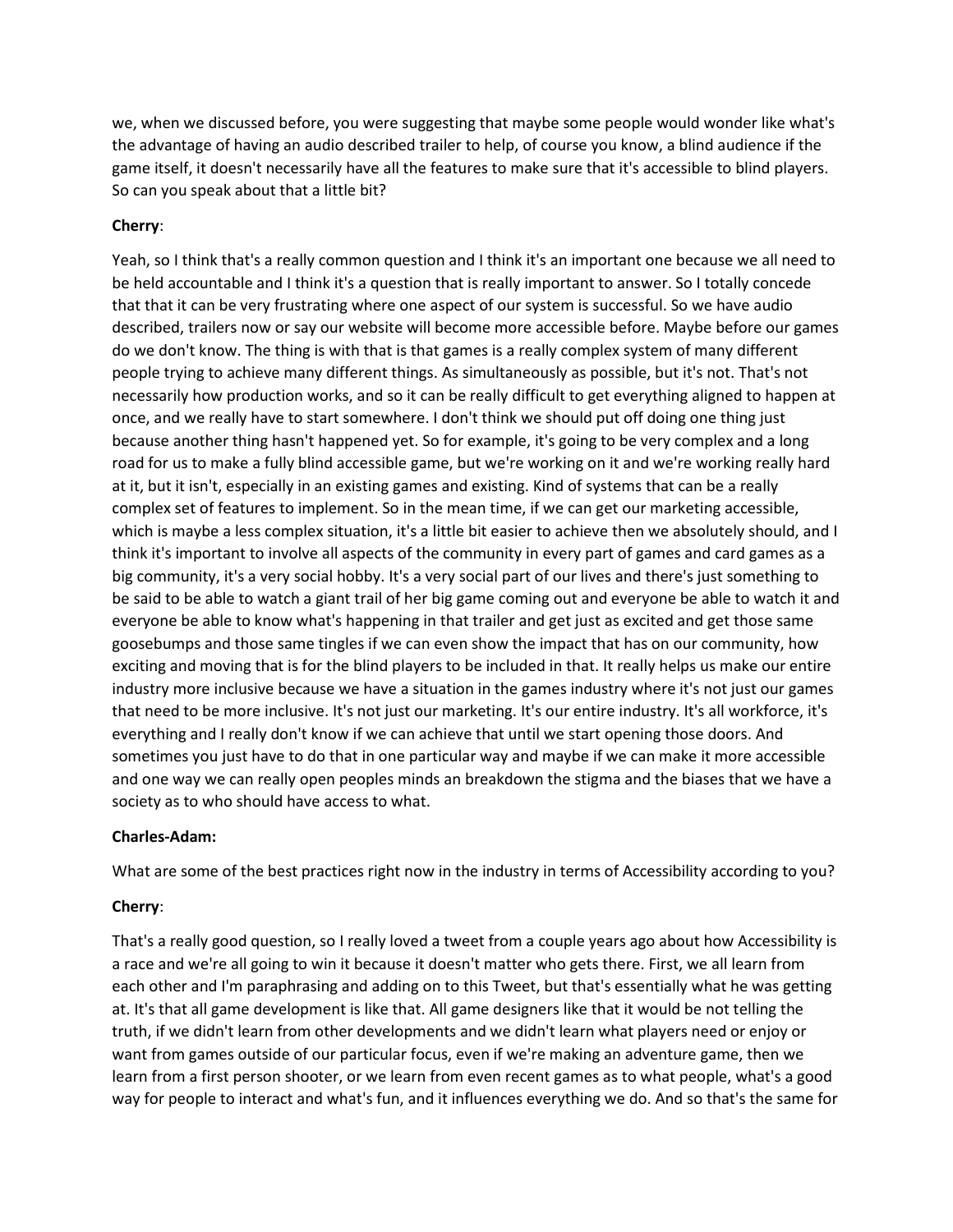we, when we discussed before, you were suggesting that maybe some people would wonder like what's the advantage of having an audio described trailer to help, of course you know, a blind audience if the game itself, it doesn't necessarily have all the features to make sure that it's accessible to blind players. So can you speak about that a little bit?

**Cherry**:

Yeah, so I think that's a really common question and I think it's an important one because we all need to be held accountable and I think it's a question that is really important to answer. So I totally concede that that it can be very frustrating where one aspect of our system is successful. So we have audio described, trailers now or say our website will become more accessible before. Maybe before our games do we don't know. The thing is with that is that games is a really complex system of many different people trying to achieve many different things. As simultaneously as possible, but it's not. That's not necessarily how production works, and so it can be really difficult to get everything aligned to happen at once, and we really have to start somewhere. I don't think we should put off doing one thing just because another thing hasn't happened yet. So for example, it's going to be very complex and a long road for us to make a fully blind accessible game, but we're working on it and we're working really hard at it, but it isn't, especially in an existing games and existing. Kind of systems that can be a really complex set of features to implement. So in the mean time, if we can get our marketing accessible, which is maybe a less complex situation, it's a little bit easier to achieve then we absolutely should, and I think it's important to involve all aspects of the community in every part of games and card games as a big community, it's a very social hobby. It's a very social part of our lives and there's just something to be said to be able to watch a giant trail of her big game coming out and everyone be able to watch it and everyone be able to know what's happening in that trailer and get just as excited and get those same goosebumps and those same tingles if we can even show the impact that has on our community, how exciting and moving that is for the blind players to be included in that. It really helps us make our entire industry more inclusive because we have a situation in the games industry where it's not just our games that need to be more inclusive. It's not just our marketing. It's our entire industry. It's all workforce, it's everything and I really don't know if we can achieve that until we start opening those doors. And sometimes you just have to do that in one particular way and maybe if we can make it more accessible and one way we can really open peoples minds an breakdown the stigma and the biases that we have a society as to who should have access to what.

**Charles-Adam:**

What are some of the best practices right now in the industry in terms of Accessibility according to you?

**Cherry**:

That's a really good question, so I really loved a tweet from a couple years ago about how Accessibility is a race and we're all going to win it because it doesn't matter who gets there. First, we all learn from each other and I'm paraphrasing and adding on to this Tweet, but that's essentially what he was getting at. It's that all game development is like that. All game designers like that it would be not telling the truth, if we didn't learn from other developments and we didn't learn what players need or enjoy or want from games outside of our particular focus, even if we're making an adventure game, then we learn from a first person shooter, or we learn from even recent games as to what people, what's a good way for people to interact and what's fun, and it influences everything we do. And so that's the same for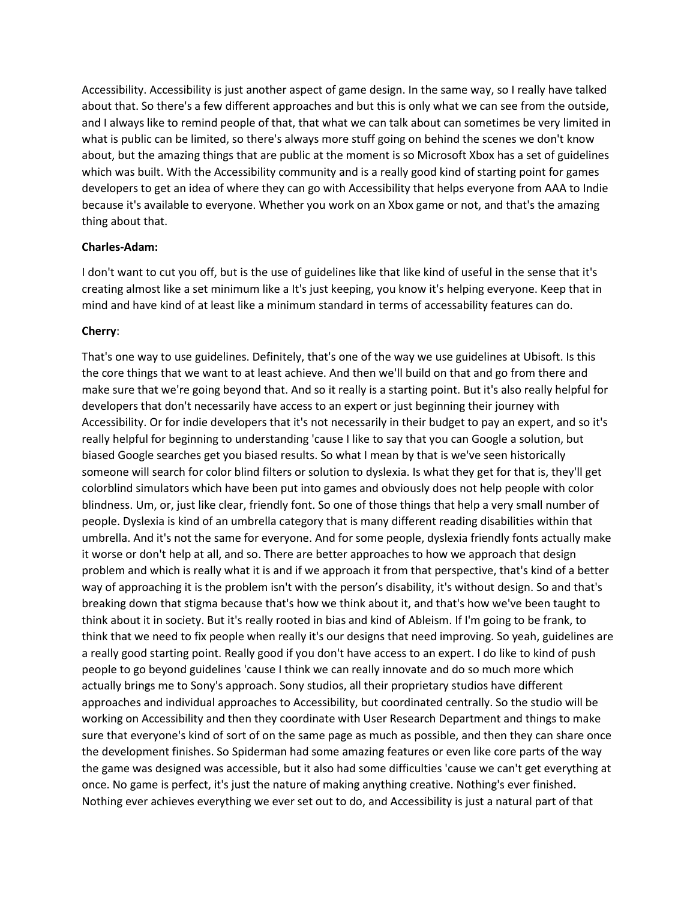Accessibility. Accessibility is just another aspect of game design. In the same way, so I really have talked about that. So there's a few different approaches and but this is only what we can see from the outside, and I always like to remind people of that, that what we can talk about can sometimes be very limited in what is public can be limited, so there's always more stuff going on behind the scenes we don't know about, but the amazing things that are public at the moment is so Microsoft Xbox has a set of guidelines which was built. With the Accessibility community and is a really good kind of starting point for games developers to get an idea of where they can go with Accessibility that helps everyone from AAA to Indie because it's available to everyone. Whether you work on an Xbox game or not, and that's the amazing thing about that.

**Charles-Adam:**

I don't want to cut you off, but is the use of guidelines like that like kind of useful in the sense that it's creating almost like a set minimum like a It's just keeping, you know it's helping everyone. Keep that in mind and have kind of at least like a minimum standard in terms of accessability features can do.

**Cherry**:

That's one way to use guidelines. Definitely, that's one of the way we use guidelines at Ubisoft. Is this the core things that we want to at least achieve. And then we'll build on that and go from there and make sure that we're going beyond that. And so it really is a starting point. But it's also really helpful for developers that don't necessarily have access to an expert or just beginning their journey with Accessibility. Or for indie developers that it's not necessarily in their budget to pay an expert, and so it's really helpful for beginning to understanding 'cause I like to say that you can Google a solution, but biased Google searches get you biased results. So what I mean by that is we've seen historically someone will search for color blind filters or solution to dyslexia. Is what they get for that is, they'll get colorblind simulators which have been put into games and obviously does not help people with color blindness. Um, or, just like clear, friendly font. So one of those things that help a very small number of people. Dyslexia is kind of an umbrella category that is many different reading disabilities within that umbrella. And it's not the same for everyone. And for some people, dyslexia friendly fonts actually make it worse or don't help at all, and so. There are better approaches to how we approach that design problem and which is really what it is and if we approach it from that perspective, that's kind of a better way of approaching it is the problem isn't with the person's disability, it's without design. So and that's breaking down that stigma because that's how we think about it, and that's how we've been taught to think about it in society. But it's really rooted in bias and kind of Ableism. If I'm going to be frank, to think that we need to fix people when really it's our designs that need improving. So yeah, guidelines are a really good starting point. Really good if you don't have access to an expert. I do like to kind of push people to go beyond guidelines 'cause I think we can really innovate and do so much more which actually brings me to Sony's approach. Sony studios, all their proprietary studios have different approaches and individual approaches to Accessibility, but coordinated centrally. So the studio will be working on Accessibility and then they coordinate with User Research Department and things to make sure that everyone's kind of sort of on the same page as much as possible, and then they can share once the development finishes. So Spiderman had some amazing features or even like core parts of the way the game was designed was accessible, but it also had some difficulties 'cause we can't get everything at once. No game is perfect, it's just the nature of making anything creative. Nothing's ever finished. Nothing ever achieves everything we ever set out to do, and Accessibility is just a natural part of that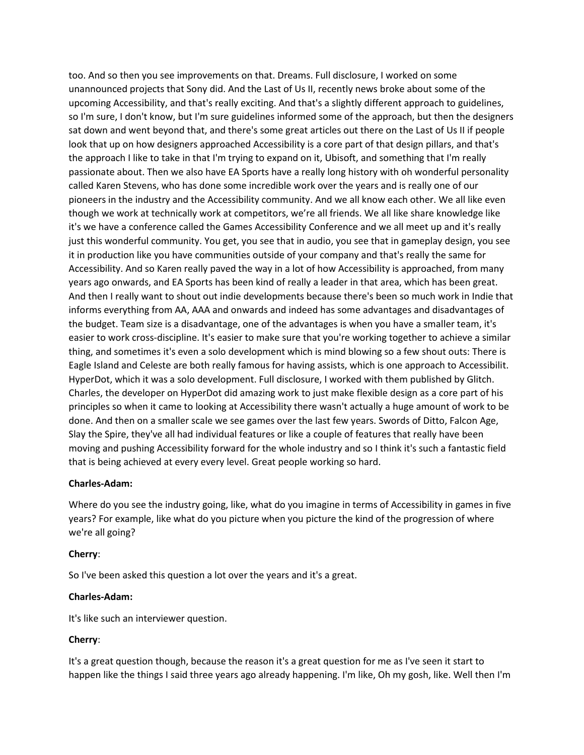too. And so then you see improvements on that. Dreams. Full disclosure, I worked on some unannounced projects that Sony did. And the Last of Us II, recently news broke about some of the upcoming Accessibility, and that's really exciting. And that's a slightly different approach to guidelines, so I'm sure, I don't know, but I'm sure guidelines informed some of the approach, but then the designers sat down and went beyond that, and there's some great articles out there on the Last of Us II if people look that up on how designers approached Accessibility is a core part of that design pillars, and that's the approach I like to take in that I'm trying to expand on it, Ubisoft, and something that I'm really passionate about. Then we also have EA Sports have a really long history with oh wonderful personality called Karen Stevens, who has done some incredible work over the years and is really one of our pioneers in the industry and the Accessibility community. And we all know each other. We all like even though we work at technically work at competitors, we're all friends. We all like share knowledge like it's we have a conference called the Games Accessibility Conference and we all meet up and it's really just this wonderful community. You get, you see that in audio, you see that in gameplay design, you see it in production like you have communities outside of your company and that's really the same for Accessibility. And so Karen really paved the way in a lot of how Accessibility is approached, from many years ago onwards, and EA Sports has been kind of really a leader in that area, which has been great. And then I really want to shout out indie developments because there's been so much work in Indie that informs everything from AA, AAA and onwards and indeed has some advantages and disadvantages of the budget. Team size is a disadvantage, one of the advantages is when you have a smaller team, it's easier to work cross-discipline. It's easier to make sure that you're working together to achieve a similar thing, and sometimes it's even a solo development which is mind blowing so a few shout outs: There is Eagle Island and Celeste are both really famous for having assists, which is one approach to Accessibilit. HyperDot, which it was a solo development. Full disclosure, I worked with them published by Glitch. Charles, the developer on HyperDot did amazing work to just make flexible design as a core part of his principles so when it came to looking at Accessibility there wasn't actually a huge amount of work to be done. And then on a smaller scale we see games over the last few years. Swords of Ditto, Falcon Age, Slay the Spire, they've all had individual features or like a couple of features that really have been moving and pushing Accessibility forward for the whole industry and so I think it's such a fantastic field that is being achieved at every every level. Great people working so hard.

**Charles-Adam:**

Where do you see the industry going, like, what do you imagine in terms of Accessibility in games in five years? For example, like what do you picture when you picture the kind of the progression of where we're all going?

**Cherry**:

So I've been asked this question a lot over the years and it's a great.

**Charles-Adam:**

It's like such an interviewer question.

**Cherry**:

It's a great question though, because the reason it's a great question for me as I've seen it start to happen like the things I said three years ago already happening. I'm like, Oh my gosh, like. Well then I'm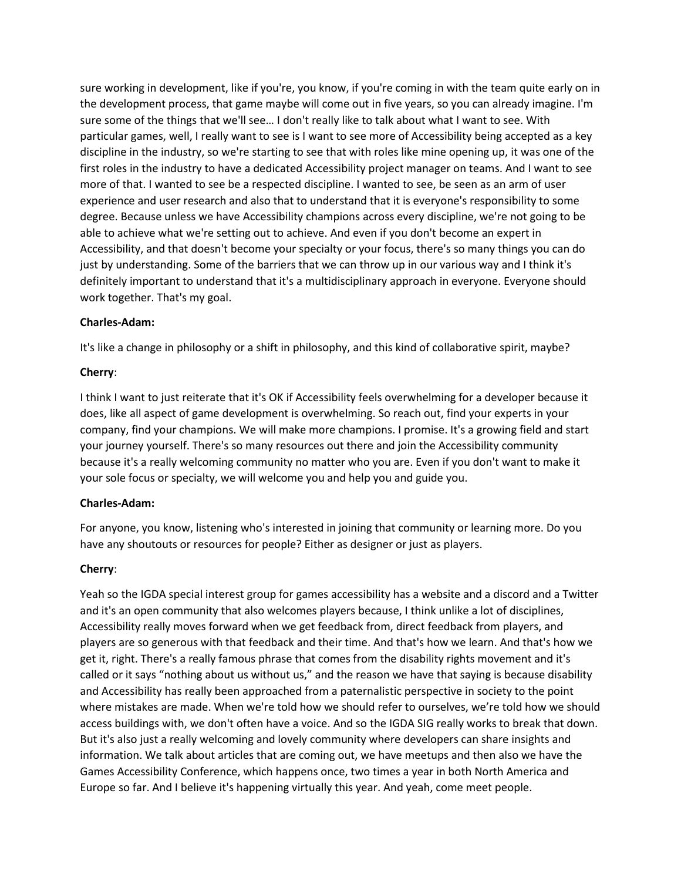sure working in development, like if you're, you know, if you're coming in with the team quite early on in the development process, that game maybe will come out in five years, so you can already imagine. I'm sure some of the things that we'll see… I don't really like to talk about what I want to see. With particular games, well, I really want to see is I want to see more of Accessibility being accepted as a key discipline in the industry, so we're starting to see that with roles like mine opening up, it was one of the first roles in the industry to have a dedicated Accessibility project manager on teams. And I want to see more of that. I wanted to see be a respected discipline. I wanted to see, be seen as an arm of user experience and user research and also that to understand that it is everyone's responsibility to some degree. Because unless we have Accessibility champions across every discipline, we're not going to be able to achieve what we're setting out to achieve. And even if you don't become an expert in Accessibility, and that doesn't become your specialty or your focus, there's so many things you can do just by understanding. Some of the barriers that we can throw up in our various way and I think it's definitely important to understand that it's a multidisciplinary approach in everyone. Everyone should work together. That's my goal.

**Charles-Adam:**

It's like a change in philosophy or a shift in philosophy, and this kind of collaborative spirit, maybe?

**Cherry**:

I think I want to just reiterate that it's OK if Accessibility feels overwhelming for a developer because it does, like all aspect of game development is overwhelming. So reach out, find your experts in your company, find your champions. We will make more champions. I promise. It's a growing field and start your journey yourself. There's so many resources out there and join the Accessibility community because it's a really welcoming community no matter who you are. Even if you don't want to make it your sole focus or specialty, we will welcome you and help you and guide you.

**Charles-Adam:**

For anyone, you know, listening who's interested in joining that community or learning more. Do you have any shoutouts or resources for people? Either as designer or just as players.

**Cherry**:

Yeah so the IGDA special interest group for games accessibility has a website and a discord and a Twitter and it's an open community that also welcomes players because, I think unlike a lot of disciplines, Accessibility really moves forward when we get feedback from, direct feedback from players, and players are so generous with that feedback and their time. And that's how we learn. And that's how we get it, right. There's a really famous phrase that comes from the disability rights movement and it's called or it says "nothing about us without us," and the reason we have that saying is because disability and Accessibility has really been approached from a paternalistic perspective in society to the point where mistakes are made. When we're told how we should refer to ourselves, we're told how we should access buildings with, we don't often have a voice. And so the IGDA SIG really works to break that down. But it's also just a really welcoming and lovely community where developers can share insights and information. We talk about articles that are coming out, we have meetups and then also we have the Games Accessibility Conference, which happens once, two times a year in both North America and Europe so far. And I believe it's happening virtually this year. And yeah, come meet people.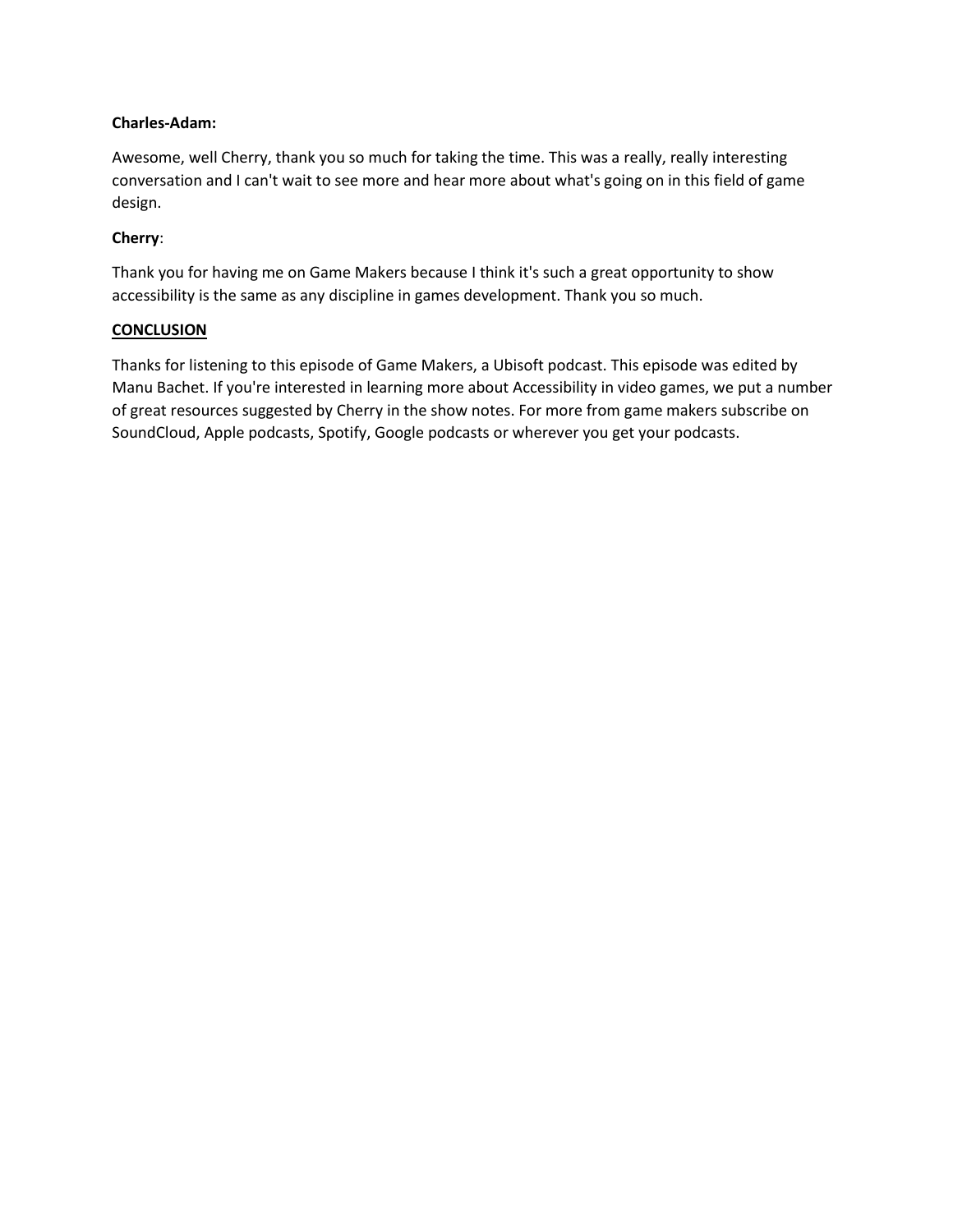**Charles-Adam:**

Awesome, well Cherry, thank you so much for taking the time. This was a really, really interesting conversation and I can't wait to see more and hear more about what's going on in this field of game design.

**Cherry**:

Thank you for having me on Game Makers because I think it's such a great opportunity to show accessibility is the same as any discipline in games development. Thank you so much.

**CONCLUSION**

Thanks for listening to this episode of Game Makers, a Ubisoft podcast. This episode was edited by Manu Bachet. If you're interested in learning more about Accessibility in video games, we put a number of great resources suggested by Cherry in the show notes. For more from game makers subscribe on SoundCloud, Apple podcasts, Spotify, Google podcasts or wherever you get your podcasts.